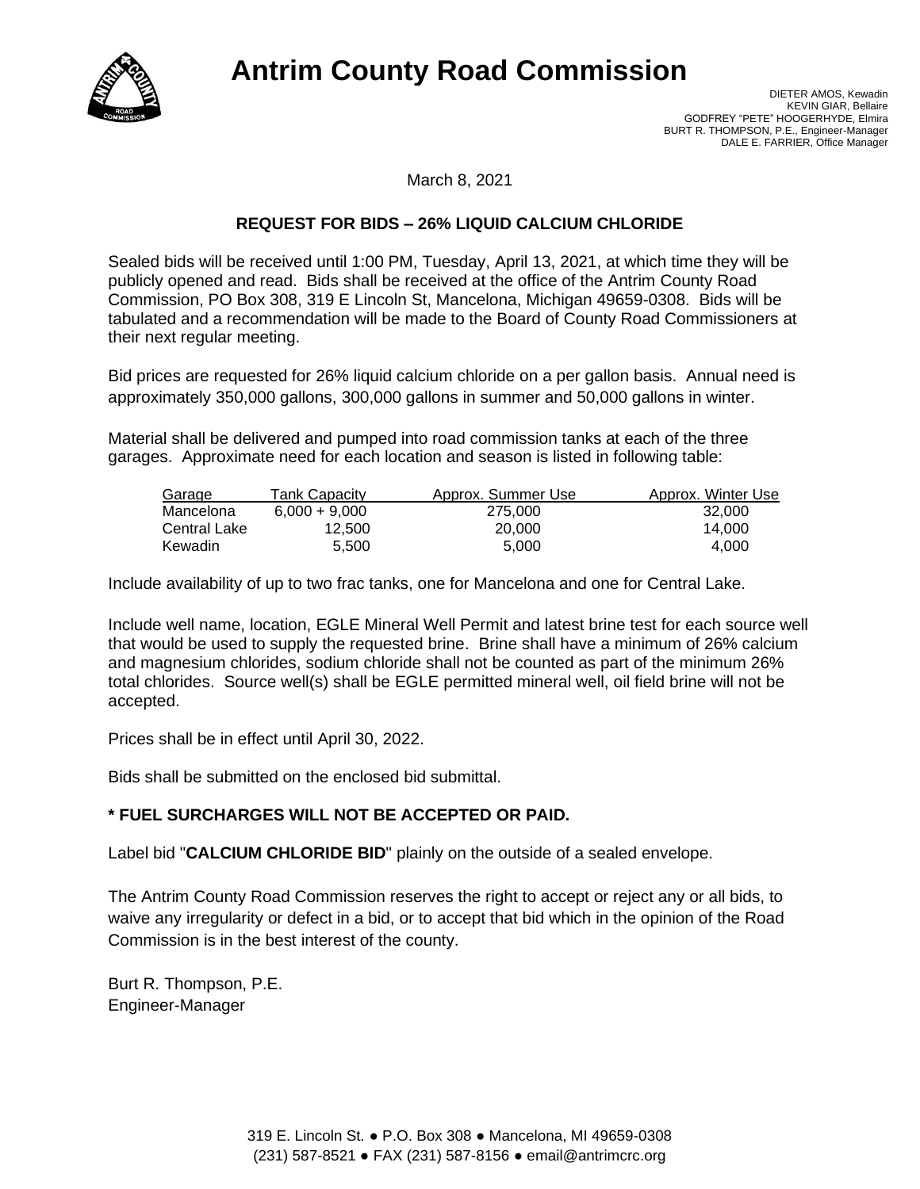# Antrim County Road Commission

DIETER AMOS, Kewadin
KEVIN GIAR, Bellaire
GODFREY "PETE" HOOGERHYDE, Elmira
BURT R. THOMPSON, P.E., Engineer-Manager
DALE E. FARRIER, Office Manager

March 8, 2021

**REQUEST FOR BIDS – 26% LIQUID CALCIUM CHLORIDE**

Sealed bids will be received until 1:00 PM, Tuesday, April 13, 2021, at which time they will be publicly opened and read. Bids shall be received at the office of the Antrim County Road Commission, PO Box 308, 319 E Lincoln St, Mancelona, Michigan 49659-0308. Bids will be tabulated and a recommendation will be made to the Board of County Road Commissioners at their next regular meeting.

Bid prices are requested for 26% liquid calcium chloride on a per gallon basis. Annual need is approximately 350,000 gallons, 300,000 gallons in summer and 50,000 gallons in winter.

Material shall be delivered and pumped into road commission tanks at each of the three garages. Approximate need for each location and season is listed in following table:

| Garage | Tank Capacity | Approx. Summer Use | Approx. Winter Use |
|---|---|---|---|
| Mancelona | 6,000 + 9,000 | 275,000 | 32,000 |
| Central Lake | 12,500 | 20,000 | 14,000 |
| Kewadin | 5,500 | 5,000 | 4,000 |

Include availability of up to two frac tanks, one for Mancelona and one for Central Lake.

Include well name, location, EGLE Mineral Well Permit and latest brine test for each source well that would be used to supply the requested brine. Brine shall have a minimum of 26% calcium and magnesium chlorides, sodium chloride shall not be counted as part of the minimum 26% total chlorides. Source well(s) shall be EGLE permitted mineral well, oil field brine will not be accepted.

Prices shall be in effect until April 30, 2022.

Bids shall be submitted on the enclosed bid submittal.

**\* FUEL SURCHARGES WILL NOT BE ACCEPTED OR PAID.**

Label bid "**CALCIUM CHLORIDE BID**" plainly on the outside of a sealed envelope.

The Antrim County Road Commission reserves the right to accept or reject any or all bids, to waive any irregularity or defect in a bid, or to accept that bid which in the opinion of the Road Commission is in the best interest of the county.

Burt R. Thompson, P.E.
Engineer-Manager

319 E. Lincoln St. ● P.O. Box 308 ● Mancelona, MI 49659-0308
(231) 587-8521 ● FAX (231) 587-8156 ● email@antrimcrc.org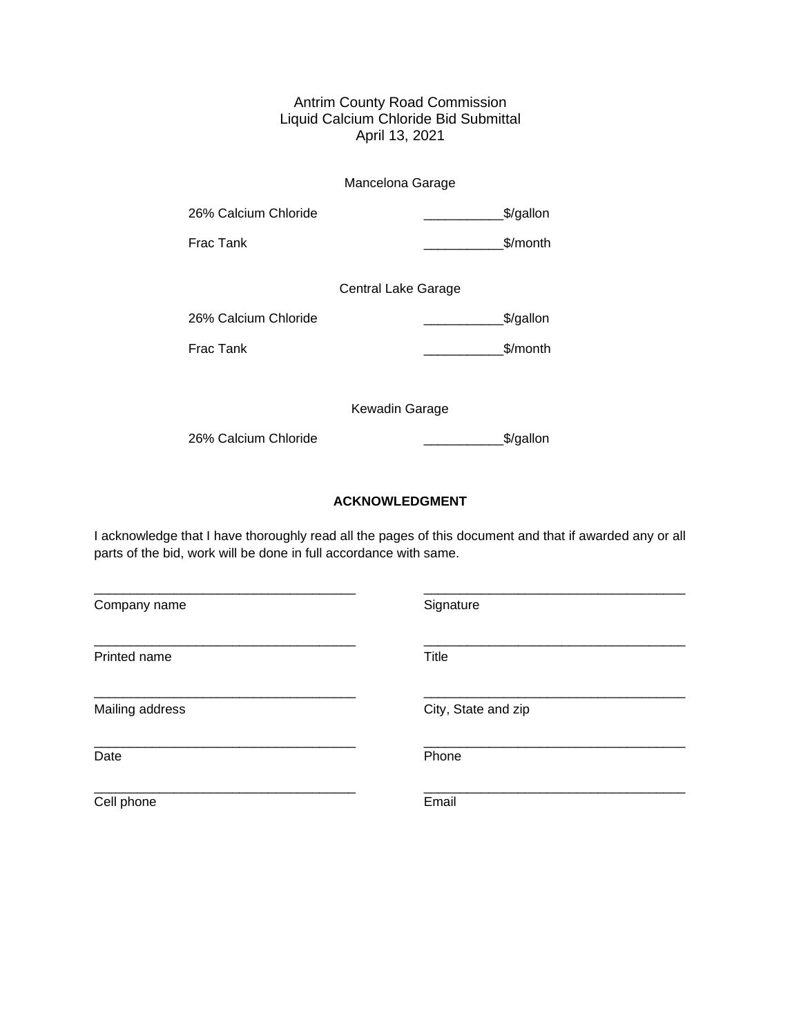Antrim County Road Commission
Liquid Calcium Chloride Bid Submittal
April 13, 2021

Mancelona Garage

26% Calcium Chloride ___________$/gallon

Frac Tank ___________$/month

Central Lake Garage

26% Calcium Chloride ___________$/gallon

Frac Tank ___________$/month

Kewadin Garage

26% Calcium Chloride ___________$/gallon

**ACKNOWLEDGMENT**

I acknowledge that I have thoroughly read all the pages of this document and that if awarded any or all parts of the bid, work will be done in full accordance with same.

| | |
|---|---|
| ____________________________________ | ____________________________________ |
| Company name | Signature |
| ____________________________________ | ____________________________________ |
| Printed name | Title |
| ____________________________________ | ____________________________________ |
| Mailing address | City, State and zip |
| ____________________________________ | ____________________________________ |
| Date | Phone |
| ____________________________________ | ____________________________________ |
| Cell phone | Email |